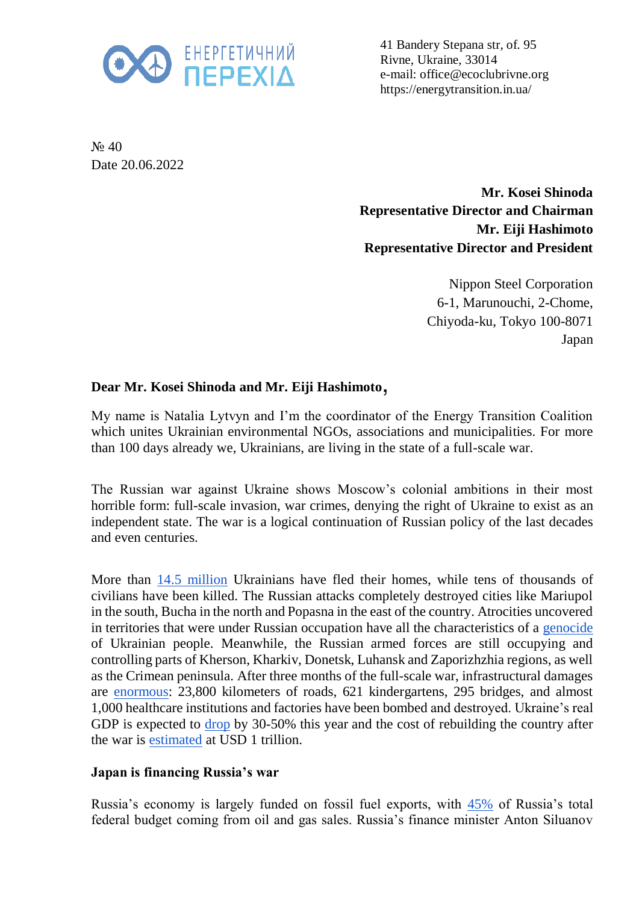ЕНЕРГЕТИЧНИЙ ПЕРЕХІД

41 Bandery Stepana str, of. 95
Rivne, Ukraine, 33014
e-mail: office@ecoclubrivne.org
https://energytransition.in.ua/

№ 40
Date 20.06.2022

**Mr. Kosei Shinoda**
**Representative Director and Chairman**
**Mr. Eiji Hashimoto**
**Representative Director and President**

Nippon Steel Corporation
6-1, Marunouchi, 2-Chome,
Chiyoda-ku, Tokyo 100-8071
Japan

**Dear Mr. Kosei Shinoda and Mr. Eiji Hashimoto,**

My name is Natalia Lytvyn and I'm the coordinator of the Energy Transition Coalition which unites Ukrainian environmental NGOs, associations and municipalities. For more than 100 days already we, Ukrainians, are living in the state of a full-scale war.

The Russian war against Ukraine shows Moscow's colonial ambitions in their most horrible form: full-scale invasion, war crimes, denying the right of Ukraine to exist as an independent state. The war is a logical continuation of Russian policy of the last decades and even centuries.

More than 14.5 million Ukrainians have fled their homes, while tens of thousands of civilians have been killed. The Russian attacks completely destroyed cities like Mariupol in the south, Bucha in the north and Popasna in the east of the country. Atrocities uncovered in territories that were under Russian occupation have all the characteristics of a genocide of Ukrainian people. Meanwhile, the Russian armed forces are still occupying and controlling parts of Kherson, Kharkiv, Donetsk, Luhansk and Zaporizhzhia regions, as well as the Crimean peninsula. After three months of the full-scale war, infrastructural damages are enormous: 23,800 kilometers of roads, 621 kindergartens, 295 bridges, and almost 1,000 healthcare institutions and factories have been bombed and destroyed. Ukraine's real GDP is expected to drop by 30-50% this year and the cost of rebuilding the country after the war is estimated at USD 1 trillion.

**Japan is financing Russia's war**

Russia's economy is largely funded on fossil fuel exports, with 45% of Russia's total federal budget coming from oil and gas sales. Russia's finance minister Anton Siluanov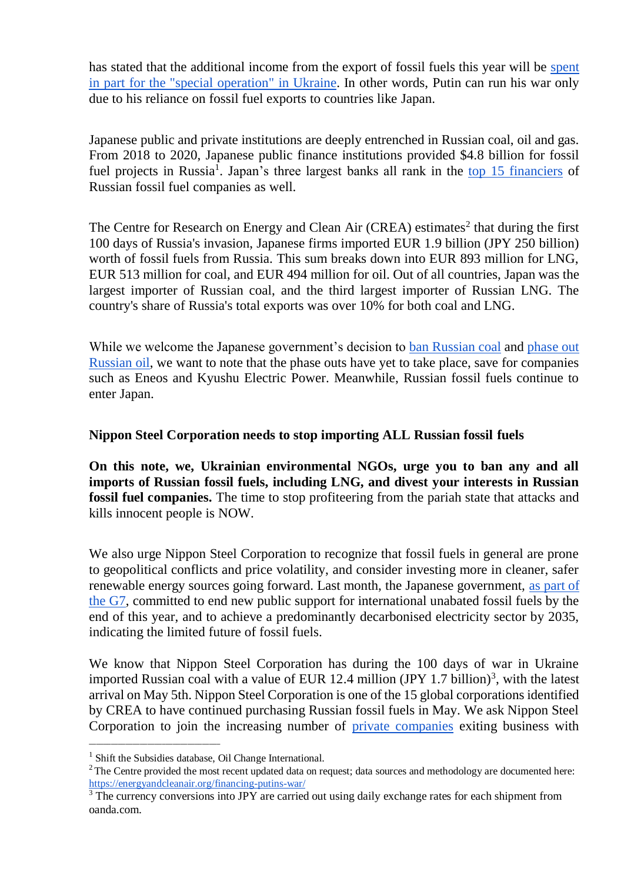has stated that the additional income from the export of fossil fuels this year will be spent in part for the "special operation" in Ukraine. In other words, Putin can run his war only due to his reliance on fossil fuel exports to countries like Japan.

Japanese public and private institutions are deeply entrenched in Russian coal, oil and gas. From 2018 to 2020, Japanese public finance institutions provided $4.8 billion for fossil fuel projects in Russia[1]. Japan's three largest banks all rank in the top 15 financiers of Russian fossil fuel companies as well.

The Centre for Research on Energy and Clean Air (CREA) estimates[2] that during the first 100 days of Russia's invasion, Japanese firms imported EUR 1.9 billion (JPY 250 billion) worth of fossil fuels from Russia. This sum breaks down into EUR 893 million for LNG, EUR 513 million for coal, and EUR 494 million for oil. Out of all countries, Japan was the largest importer of Russian coal, and the third largest importer of Russian LNG. The country's share of Russia's total exports was over 10% for both coal and LNG.

While we welcome the Japanese government's decision to ban Russian coal and phase out Russian oil, we want to note that the phase outs have yet to take place, save for companies such as Eneos and Kyushu Electric Power. Meanwhile, Russian fossil fuels continue to enter Japan.

**Nippon Steel Corporation needs to stop importing ALL Russian fossil fuels**

**On this note, we, Ukrainian environmental NGOs, urge you to ban any and all imports of Russian fossil fuels, including LNG, and divest your interests in Russian fossil fuel companies.** The time to stop profiteering from the pariah state that attacks and kills innocent people is NOW.

We also urge Nippon Steel Corporation to recognize that fossil fuels in general are prone to geopolitical conflicts and price volatility, and consider investing more in cleaner, safer renewable energy sources going forward. Last month, the Japanese government, as part of the G7, committed to end new public support for international unabated fossil fuels by the end of this year, and to achieve a predominantly decarbonised electricity sector by 2035, indicating the limited future of fossil fuels.

We know that Nippon Steel Corporation has during the 100 days of war in Ukraine imported Russian coal with a value of EUR 12.4 million (JPY 1.7 billion)[3], with the latest arrival on May 5th. Nippon Steel Corporation is one of the 15 global corporations identified by CREA to have continued purchasing Russian fossil fuels in May. We ask Nippon Steel Corporation to join the increasing number of private companies exiting business with

---

[1] Shift the Subsidies database, Oil Change International.

[2] The Centre provided the most recent updated data on request; data sources and methodology are documented here: https://energyandcleanair.org/financing-putins-war/

[3] The currency conversions into JPY are carried out using daily exchange rates for each shipment from oanda.com.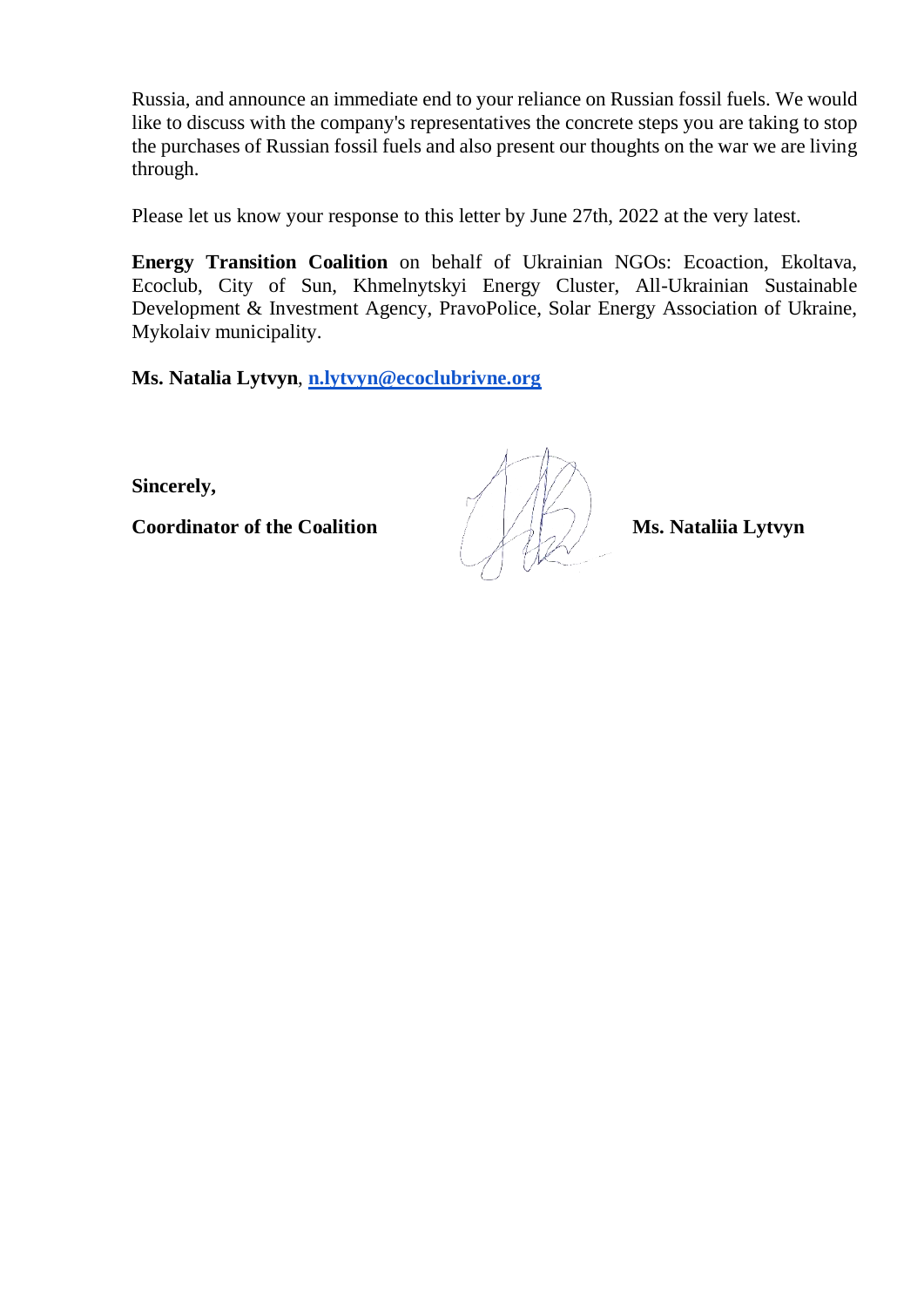Russia, and announce an immediate end to your reliance on Russian fossil fuels. We would like to discuss with the company's representatives the concrete steps you are taking to stop the purchases of Russian fossil fuels and also present our thoughts on the war we are living through.

Please let us know your response to this letter by June 27th, 2022 at the very latest.

**Energy Transition Coalition** on behalf of Ukrainian NGOs: Ecoaction, Ekoltava, Ecoclub, City of Sun, Khmelnytskyi Energy Cluster, All-Ukrainian Sustainable Development & Investment Agency, PravoPolice, Solar Energy Association of Ukraine, Mykolaiv municipality.

**Ms. Natalia Lytvyn**, **n.lytvyn@ecoclubrivne.org**

**Sincerely,**

**Coordinator of the Coalition** **Ms. Nataliia Lytvyn**